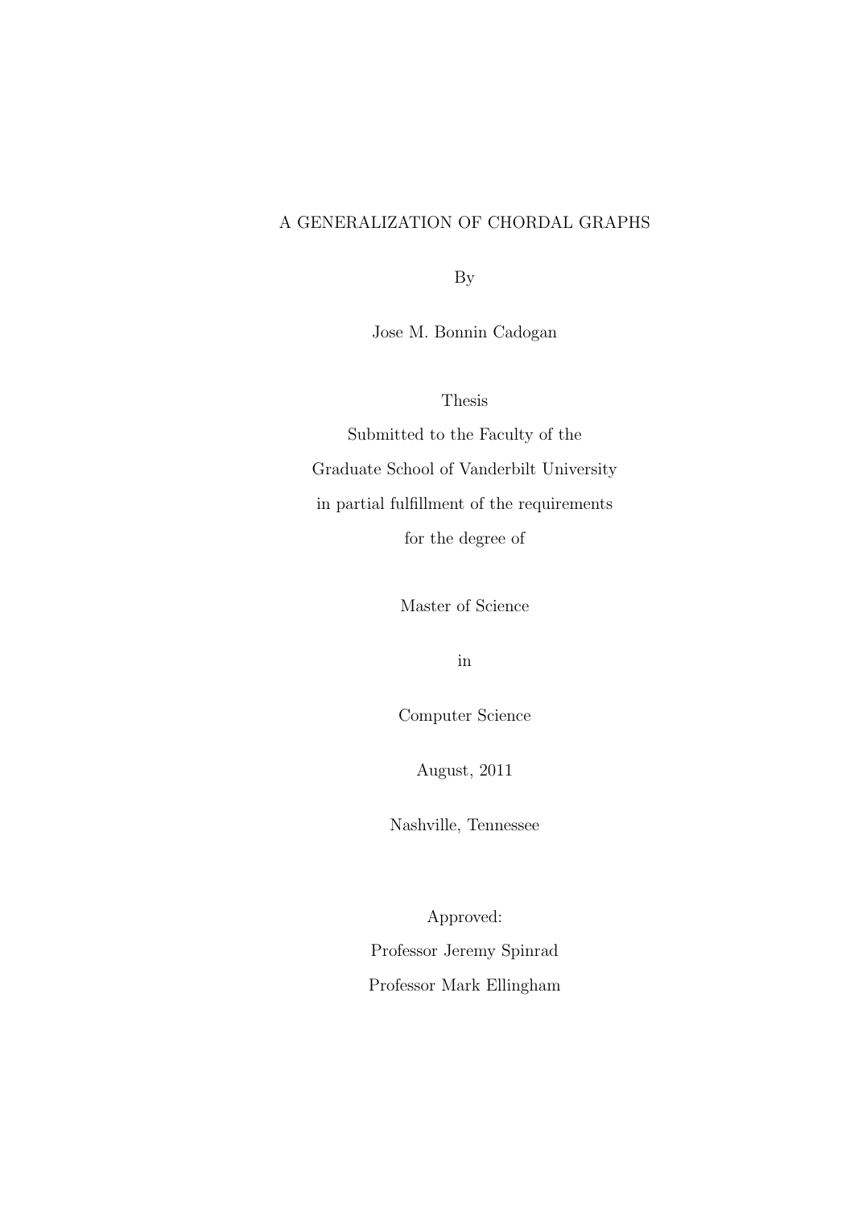# A GENERALIZATION OF CHORDAL GRAPHS

By

Jose M. Bonnin Cadogan

Thesis

Submitted to the Faculty of the

Graduate School of Vanderbilt University

in partial fulfillment of the requirements

for the degree of

Master of Science

in

Computer Science

August, 2011

Nashville, Tennessee

Approved:

Professor Jeremy Spinrad

Professor Mark Ellingham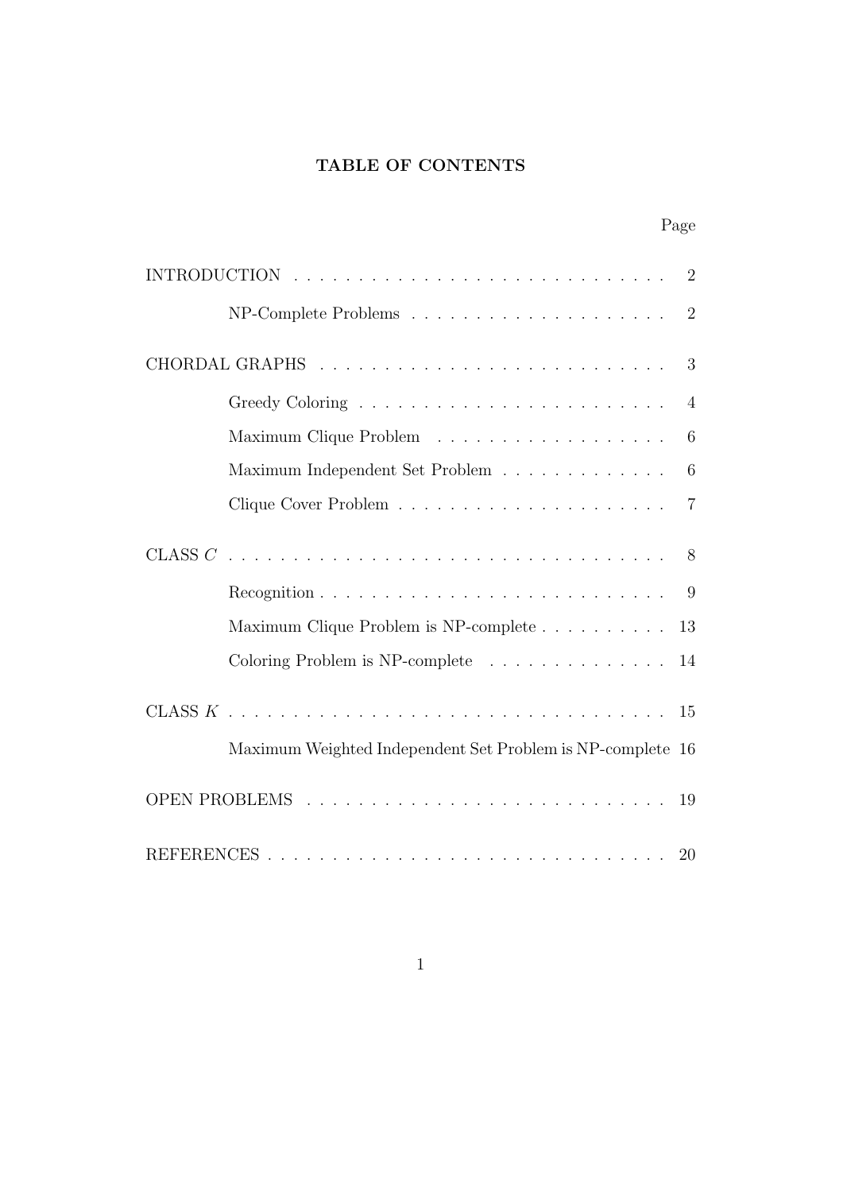# TABLE OF CONTENTS

| | Page |
|---|---|
| INTRODUCTION | 2 |
| NP-Complete Problems | 2 |
| CHORDAL GRAPHS | 3 |
| Greedy Coloring | 4 |
| Maximum Clique Problem | 6 |
| Maximum Independent Set Problem | 6 |
| Clique Cover Problem | 7 |
| CLASS $C$ | 8 |
| Recognition | 9 |
| Maximum Clique Problem is NP-complete | 13 |
| Coloring Problem is NP-complete | 14 |
| CLASS $K$ | 15 |
| Maximum Weighted Independent Set Problem is NP-complete | 16 |
| OPEN PROBLEMS | 19 |
| REFERENCES | 20 |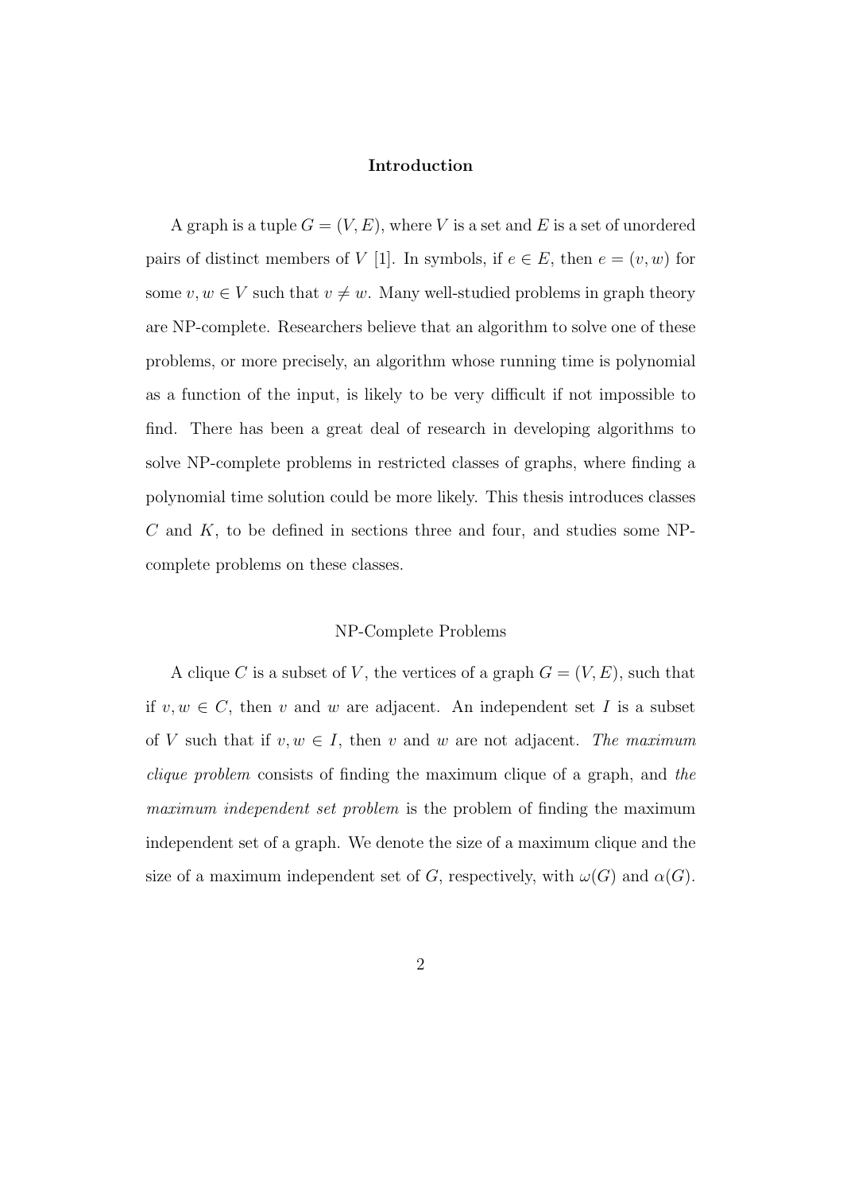## Introduction

A graph is a tuple $G = (V, E)$, where $V$ is a set and $E$ is a set of unordered pairs of distinct members of $V$ [1]. In symbols, if $e \in E$, then $e = (v, w)$ for some $v, w \in V$ such that $v \neq w$. Many well-studied problems in graph theory are NP-complete. Researchers believe that an algorithm to solve one of these problems, or more precisely, an algorithm whose running time is polynomial as a function of the input, is likely to be very difficult if not impossible to find. There has been a great deal of research in developing algorithms to solve NP-complete problems in restricted classes of graphs, where finding a polynomial time solution could be more likely. This thesis introduces classes $C$ and $K$, to be defined in sections three and four, and studies some NP-complete problems on these classes.

### NP-Complete Problems

A clique $C$ is a subset of $V$, the vertices of a graph $G = (V, E)$, such that if $v, w \in C$, then $v$ and $w$ are adjacent. An independent set $I$ is a subset of $V$ such that if $v, w \in I$, then $v$ and $w$ are not adjacent. *The maximum clique problem* consists of finding the maximum clique of a graph, and *the maximum independent set problem* is the problem of finding the maximum independent set of a graph. We denote the size of a maximum clique and the size of a maximum independent set of $G$, respectively, with $\omega(G)$ and $\alpha(G)$.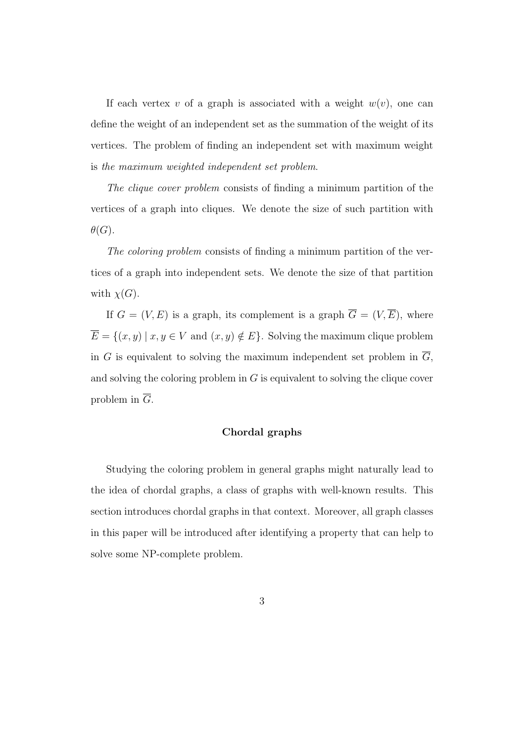If each vertex $v$ of a graph is associated with a weight $w(v)$, one can define the weight of an independent set as the summation of the weight of its vertices. The problem of finding an independent set with maximum weight is *the maximum weighted independent set problem*.

*The clique cover problem* consists of finding a minimum partition of the vertices of a graph into cliques. We denote the size of such partition with $\theta(G)$.

*The coloring problem* consists of finding a minimum partition of the vertices of a graph into independent sets. We denote the size of that partition with $\chi(G)$.

If $G = (V, E)$ is a graph, its complement is a graph $\overline{G} = (V, \overline{E})$, where $\overline{E} = \{(x, y) \mid x, y \in V \text{ and } (x, y) \notin E\}$. Solving the maximum clique problem in $G$ is equivalent to solving the maximum independent set problem in $\overline{G}$, and solving the coloring problem in $G$ is equivalent to solving the clique cover problem in $\overline{G}$.

### Chordal graphs

Studying the coloring problem in general graphs might naturally lead to the idea of chordal graphs, a class of graphs with well-known results. This section introduces chordal graphs in that context. Moreover, all graph classes in this paper will be introduced after identifying a property that can help to solve some NP-complete problem.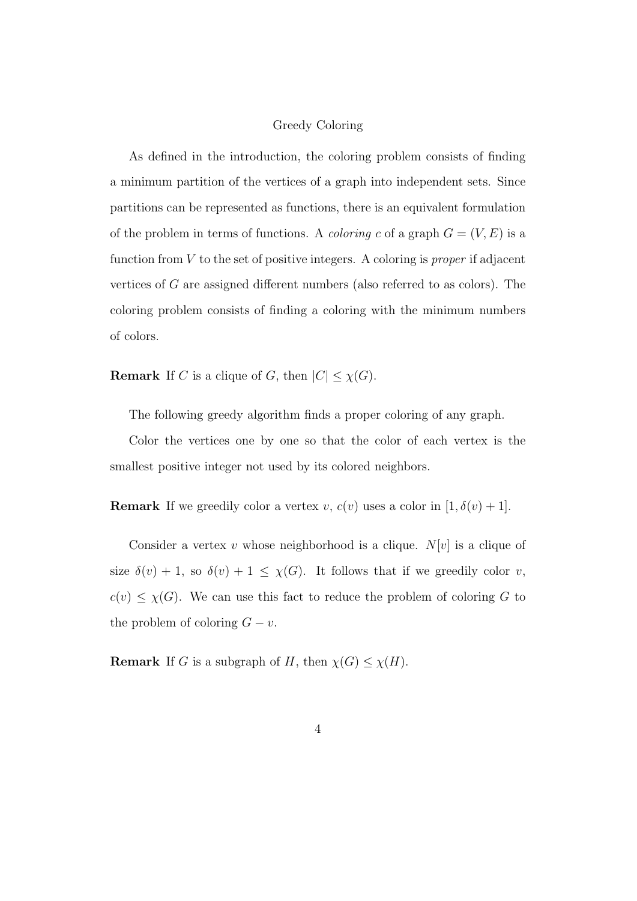## Greedy Coloring

As defined in the introduction, the coloring problem consists of finding a minimum partition of the vertices of a graph into independent sets. Since partitions can be represented as functions, there is an equivalent formulation of the problem in terms of functions. A *coloring* $c$ of a graph $G = (V, E)$ is a function from $V$ to the set of positive integers. A coloring is *proper* if adjacent vertices of $G$ are assigned different numbers (also referred to as colors). The coloring problem consists of finding a coloring with the minimum numbers of colors.

**Remark** If $C$ is a clique of $G$, then $|C| \leq \chi(G)$.

The following greedy algorithm finds a proper coloring of any graph.

Color the vertices one by one so that the color of each vertex is the smallest positive integer not used by its colored neighbors.

**Remark** If we greedily color a vertex $v$, $c(v)$ uses a color in $[1, \delta(v) + 1]$.

Consider a vertex $v$ whose neighborhood is a clique. $N[v]$ is a clique of size $\delta(v) + 1$, so $\delta(v) + 1 \leq \chi(G)$. It follows that if we greedily color $v$, $c(v) \leq \chi(G)$. We can use this fact to reduce the problem of coloring $G$ to the problem of coloring $G - v$.

**Remark** If $G$ is a subgraph of $H$, then $\chi(G) \leq \chi(H)$.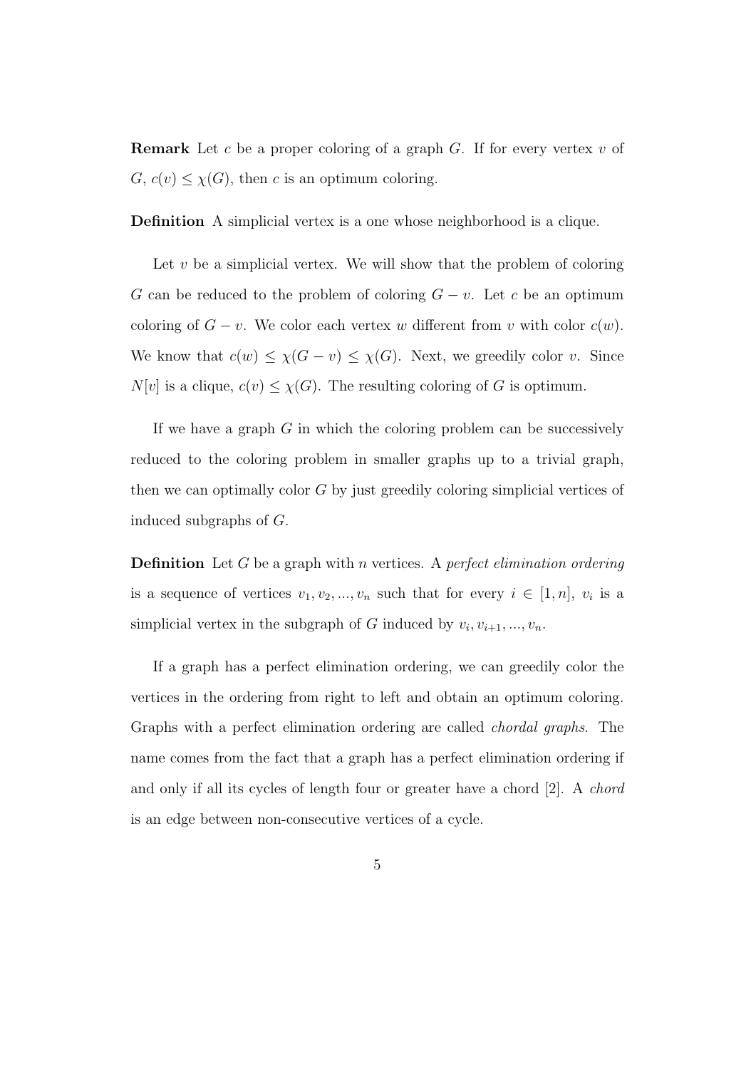**Remark** Let $c$ be a proper coloring of a graph $G$. If for every vertex $v$ of $G$, $c(v) \leq \chi(G)$, then $c$ is an optimum coloring.

**Definition** A simplicial vertex is a one whose neighborhood is a clique.

Let $v$ be a simplicial vertex. We will show that the problem of coloring $G$ can be reduced to the problem of coloring $G - v$. Let $c$ be an optimum coloring of $G - v$. We color each vertex $w$ different from $v$ with color $c(w)$. We know that $c(w) \leq \chi(G - v) \leq \chi(G)$. Next, we greedily color $v$. Since $N[v]$ is a clique, $c(v) \leq \chi(G)$. The resulting coloring of $G$ is optimum.

If we have a graph $G$ in which the coloring problem can be successively reduced to the coloring problem in smaller graphs up to a trivial graph, then we can optimally color $G$ by just greedily coloring simplicial vertices of induced subgraphs of $G$.

**Definition** Let $G$ be a graph with $n$ vertices. A *perfect elimination ordering* is a sequence of vertices $v_1, v_2, ..., v_n$ such that for every $i \in [1, n]$, $v_i$ is a simplicial vertex in the subgraph of $G$ induced by $v_i, v_{i+1}, ..., v_n$.

If a graph has a perfect elimination ordering, we can greedily color the vertices in the ordering from right to left and obtain an optimum coloring. Graphs with a perfect elimination ordering are called *chordal graphs*. The name comes from the fact that a graph has a perfect elimination ordering if and only if all its cycles of length four or greater have a chord [2]. A *chord* is an edge between non-consecutive vertices of a cycle.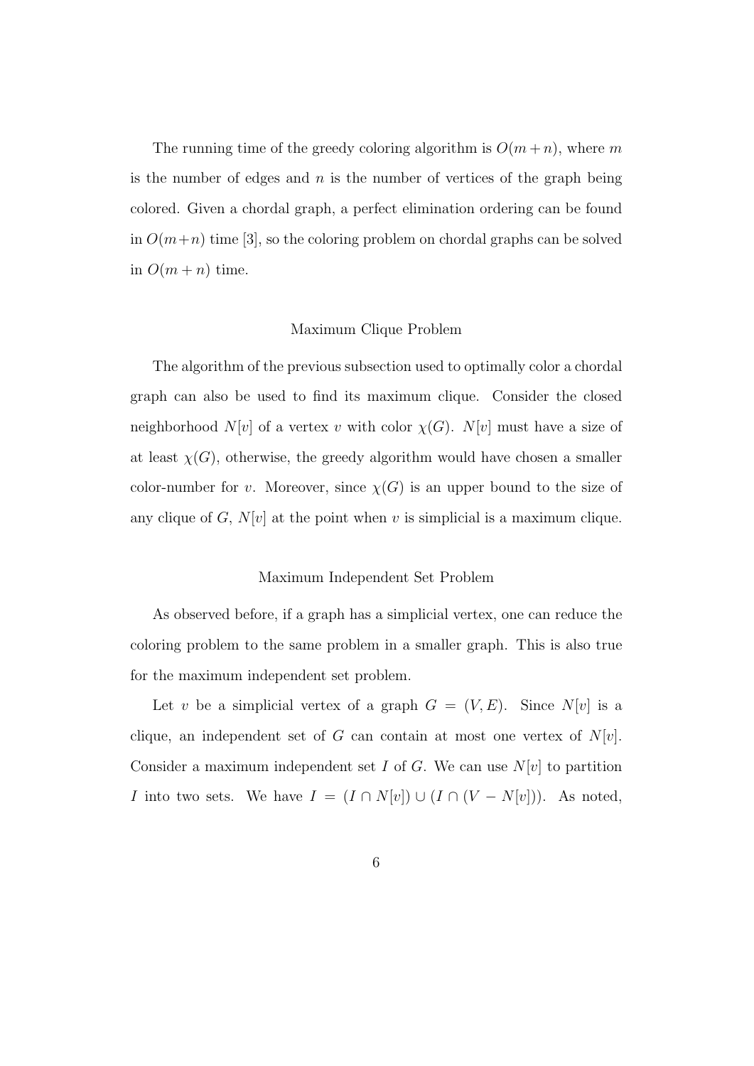The running time of the greedy coloring algorithm is $O(m+n)$, where $m$ is the number of edges and $n$ is the number of vertices of the graph being colored. Given a chordal graph, a perfect elimination ordering can be found in $O(m+n)$ time [3], so the coloring problem on chordal graphs can be solved in $O(m+n)$ time.

### Maximum Clique Problem

The algorithm of the previous subsection used to optimally color a chordal graph can also be used to find its maximum clique. Consider the closed neighborhood $N[v]$ of a vertex $v$ with color $\chi(G)$. $N[v]$ must have a size of at least $\chi(G)$, otherwise, the greedy algorithm would have chosen a smaller color-number for $v$. Moreover, since $\chi(G)$ is an upper bound to the size of any clique of $G$, $N[v]$ at the point when $v$ is simplicial is a maximum clique.

### Maximum Independent Set Problem

As observed before, if a graph has a simplicial vertex, one can reduce the coloring problem to the same problem in a smaller graph. This is also true for the maximum independent set problem.

Let $v$ be a simplicial vertex of a graph $G = (V, E)$. Since $N[v]$ is a clique, an independent set of $G$ can contain at most one vertex of $N[v]$. Consider a maximum independent set $I$ of $G$. We can use $N[v]$ to partition $I$ into two sets. We have $I = (I \cap N[v]) \cup (I \cap (V - N[v]))$. As noted,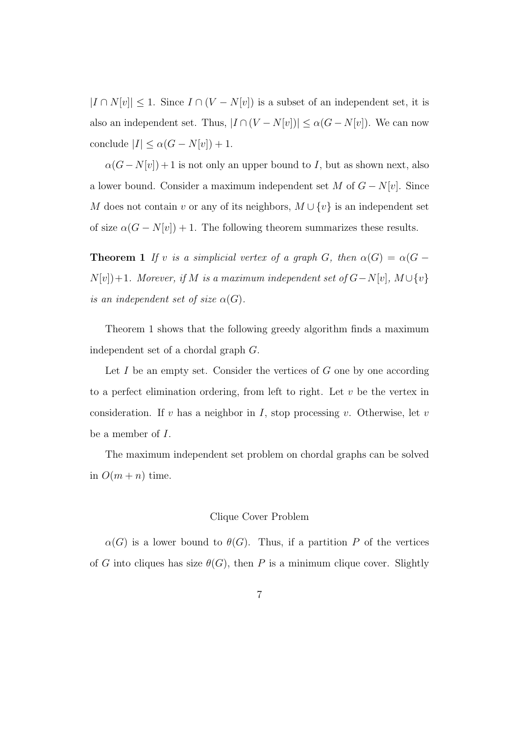$|I \cap N[v]| \leq 1$. Since $I \cap (V - N[v])$ is a subset of an independent set, it is also an independent set. Thus, $|I \cap (V - N[v])| \leq \alpha(G - N[v])$. We can now conclude $|I| \leq \alpha(G - N[v]) + 1$.

$\alpha(G - N[v]) + 1$ is not only an upper bound to $I$, but as shown next, also a lower bound. Consider a maximum independent set $M$ of $G - N[v]$. Since $M$ does not contain $v$ or any of its neighbors, $M \cup \{v\}$ is an independent set of size $\alpha(G - N[v]) + 1$. The following theorem summarizes these results.

**Theorem 1** *If $v$ is a simplicial vertex of a graph $G$, then $\alpha(G) = \alpha(G - N[v]) + 1$. Morever, if $M$ is a maximum independent set of $G - N[v]$, $M \cup \{v\}$ is an independent set of size $\alpha(G)$.*

Theorem 1 shows that the following greedy algorithm finds a maximum independent set of a chordal graph $G$.

Let $I$ be an empty set. Consider the vertices of $G$ one by one according to a perfect elimination ordering, from left to right. Let $v$ be the vertex in consideration. If $v$ has a neighbor in $I$, stop processing $v$. Otherwise, let $v$ be a member of $I$.

The maximum independent set problem on chordal graphs can be solved in $O(m + n)$ time.

## Clique Cover Problem

$\alpha(G)$ is a lower bound to $\theta(G)$. Thus, if a partition $P$ of the vertices of $G$ into cliques has size $\theta(G)$, then $P$ is a minimum clique cover. Slightly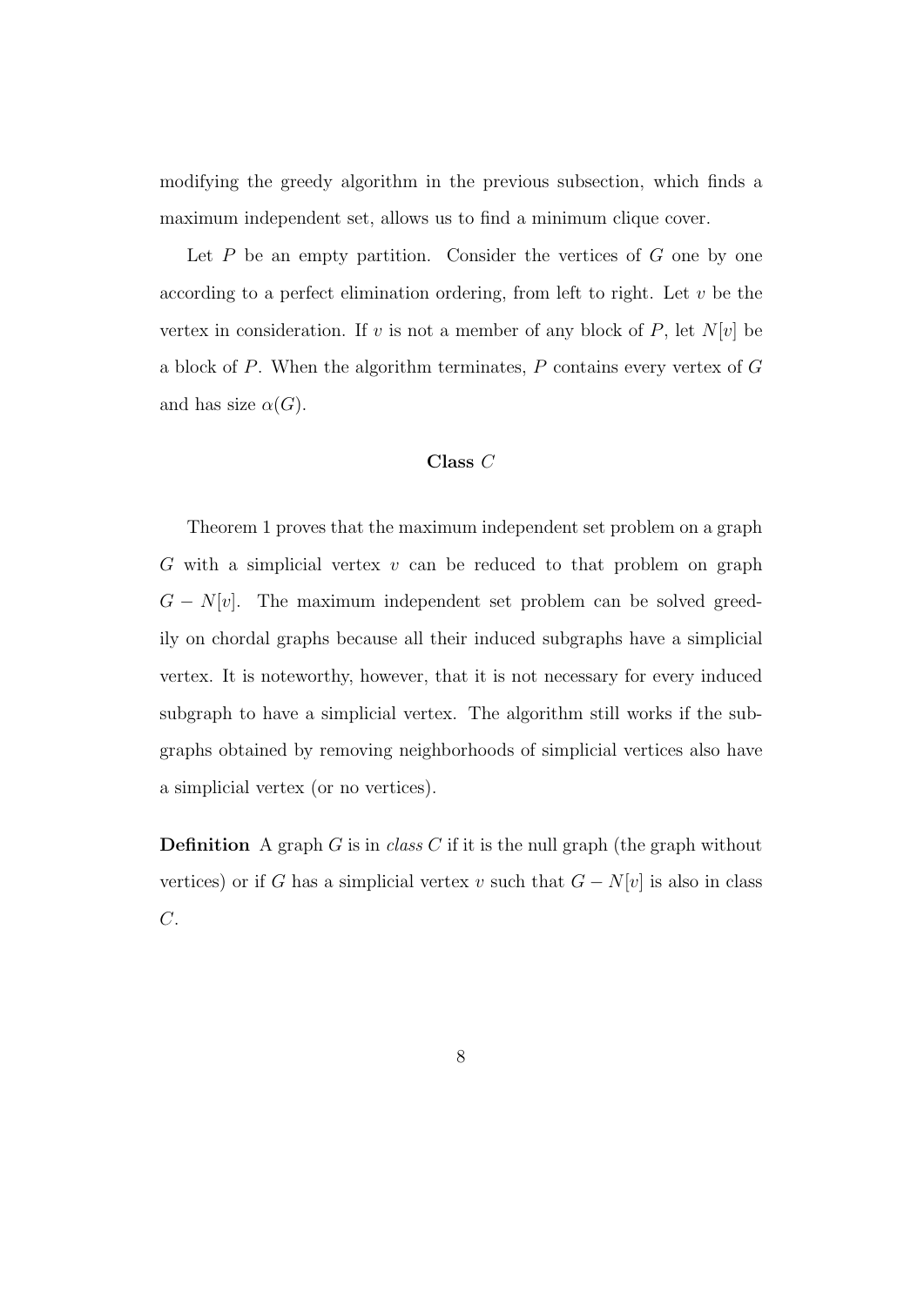modifying the greedy algorithm in the previous subsection, which finds a maximum independent set, allows us to find a minimum clique cover.

Let $P$ be an empty partition. Consider the vertices of $G$ one by one according to a perfect elimination ordering, from left to right. Let $v$ be the vertex in consideration. If $v$ is not a member of any block of $P$, let $N[v]$ be a block of $P$. When the algorithm terminates, $P$ contains every vertex of $G$ and has size $\alpha(G)$.

### Class $C$

Theorem 1 proves that the maximum independent set problem on a graph $G$ with a simplicial vertex $v$ can be reduced to that problem on graph $G - N[v]$. The maximum independent set problem can be solved greedily on chordal graphs because all their induced subgraphs have a simplicial vertex. It is noteworthy, however, that it is not necessary for every induced subgraph to have a simplicial vertex. The algorithm still works if the subgraphs obtained by removing neighborhoods of simplicial vertices also have a simplicial vertex (or no vertices).

**Definition** A graph $G$ is in *class $C$* if it is the null graph (the graph without vertices) or if $G$ has a simplicial vertex $v$ such that $G - N[v]$ is also in class $C$.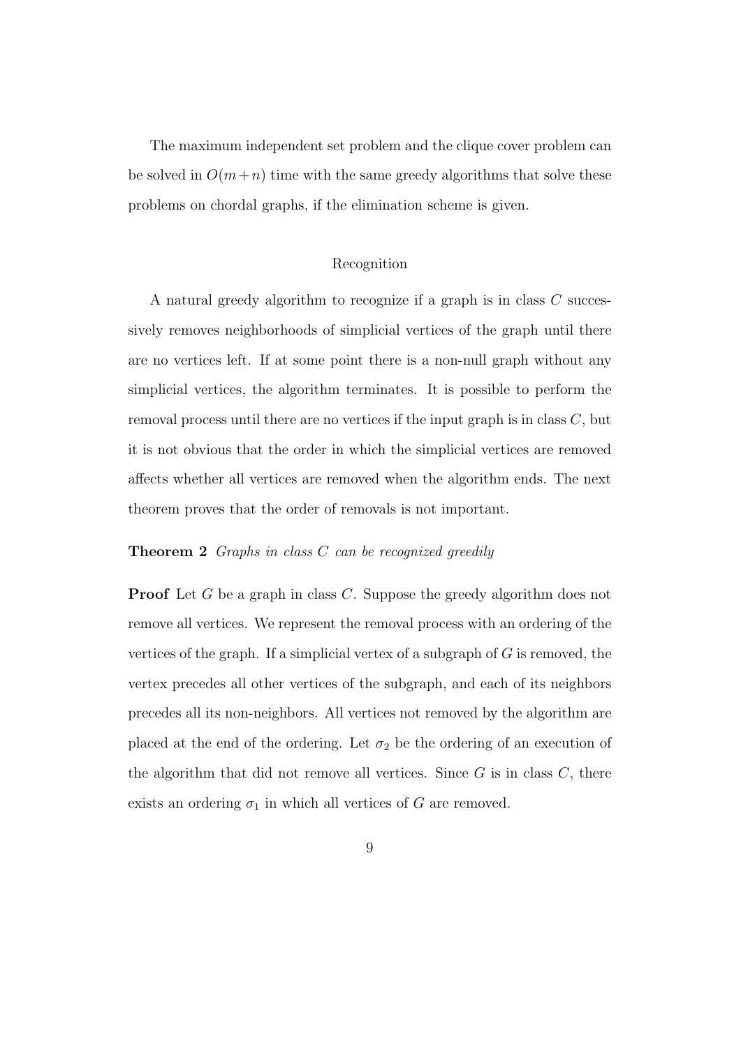The maximum independent set problem and the clique cover problem can be solved in $O(m+n)$ time with the same greedy algorithms that solve these problems on chordal graphs, if the elimination scheme is given.

## Recognition

A natural greedy algorithm to recognize if a graph is in class $C$ successively removes neighborhoods of simplicial vertices of the graph until there are no vertices left. If at some point there is a non-null graph without any simplicial vertices, the algorithm terminates. It is possible to perform the removal process until there are no vertices if the input graph is in class $C$, but it is not obvious that the order in which the simplicial vertices are removed affects whether all vertices are removed when the algorithm ends. The next theorem proves that the order of removals is not important.

**Theorem 2** *Graphs in class $C$ can be recognized greedily*

**Proof** Let $G$ be a graph in class $C$. Suppose the greedy algorithm does not remove all vertices. We represent the removal process with an ordering of the vertices of the graph. If a simplicial vertex of a subgraph of $G$ is removed, the vertex precedes all other vertices of the subgraph, and each of its neighbors precedes all its non-neighbors. All vertices not removed by the algorithm are placed at the end of the ordering. Let $\sigma_2$ be the ordering of an execution of the algorithm that did not remove all vertices. Since $G$ is in class $C$, there exists an ordering $\sigma_1$ in which all vertices of $G$ are removed.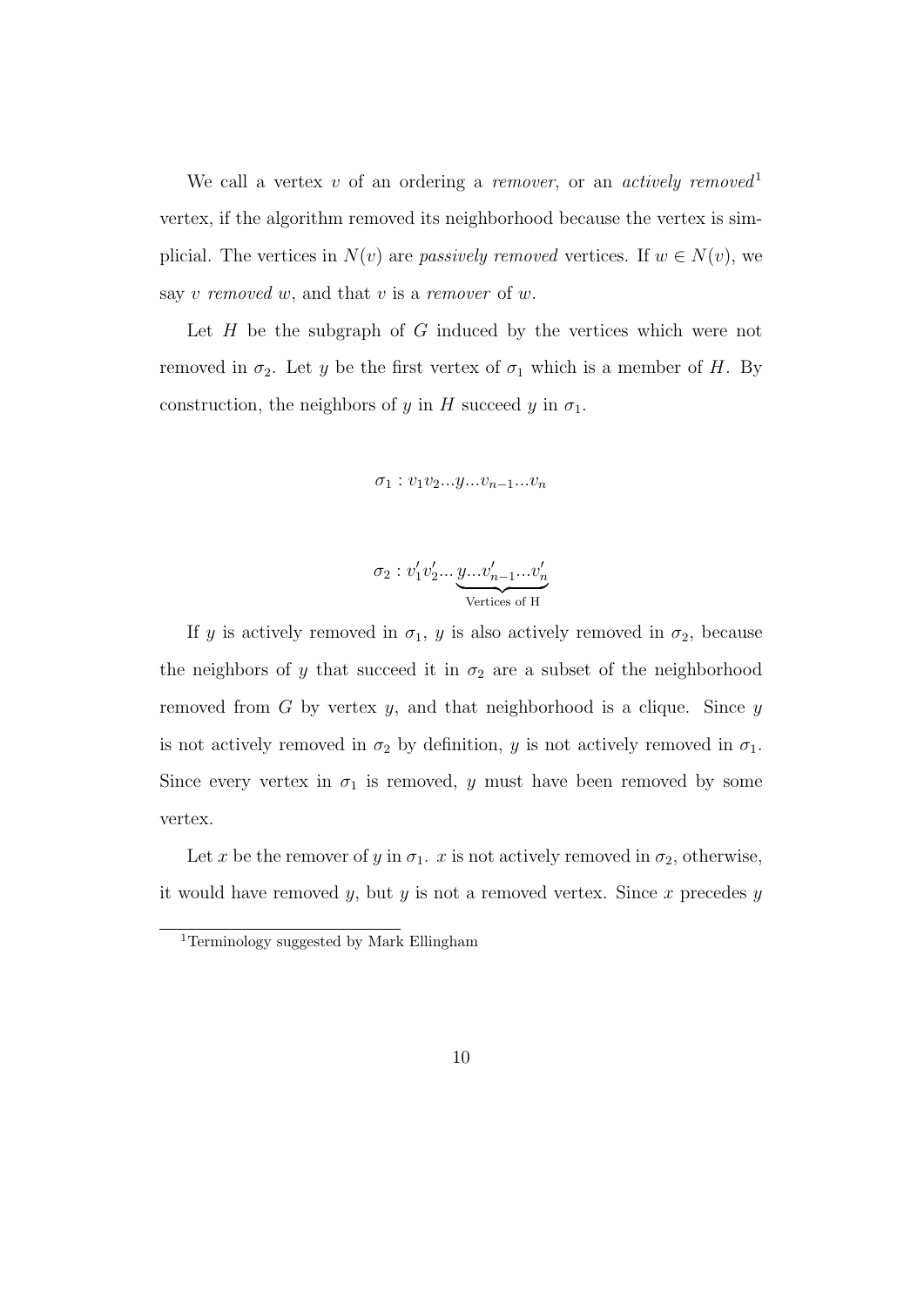We call a vertex $v$ of an ordering a *remover*, or an *actively removed*[1] vertex, if the algorithm removed its neighborhood because the vertex is simplicial. The vertices in $N(v)$ are *passively removed* vertices. If $w \in N(v)$, we say $v$ *removed* $w$, and that $v$ is a *remover* of $w$.

Let $H$ be the subgraph of $G$ induced by the vertices which were not removed in $\sigma_2$. Let $y$ be the first vertex of $\sigma_1$ which is a member of $H$. By construction, the neighbors of $y$ in $H$ succeed $y$ in $\sigma_1$.

$$\sigma_1 : v_1 v_2 ... y ... v_{n-1} ... v_n$$

$$\sigma_2 : v_1' v_2' ... \underbrace{y ... v_{n-1}' ... v_n'}_{\text{Vertices of H}}$$

If $y$ is actively removed in $\sigma_1$, $y$ is also actively removed in $\sigma_2$, because the neighbors of $y$ that succeed it in $\sigma_2$ are a subset of the neighborhood removed from $G$ by vertex $y$, and that neighborhood is a clique. Since $y$ is not actively removed in $\sigma_2$ by definition, $y$ is not actively removed in $\sigma_1$. Since every vertex in $\sigma_1$ is removed, $y$ must have been removed by some vertex.

Let $x$ be the remover of $y$ in $\sigma_1$. $x$ is not actively removed in $\sigma_2$, otherwise, it would have removed $y$, but $y$ is not a removed vertex. Since $x$ precedes $y$

[1] Terminology suggested by Mark Ellingham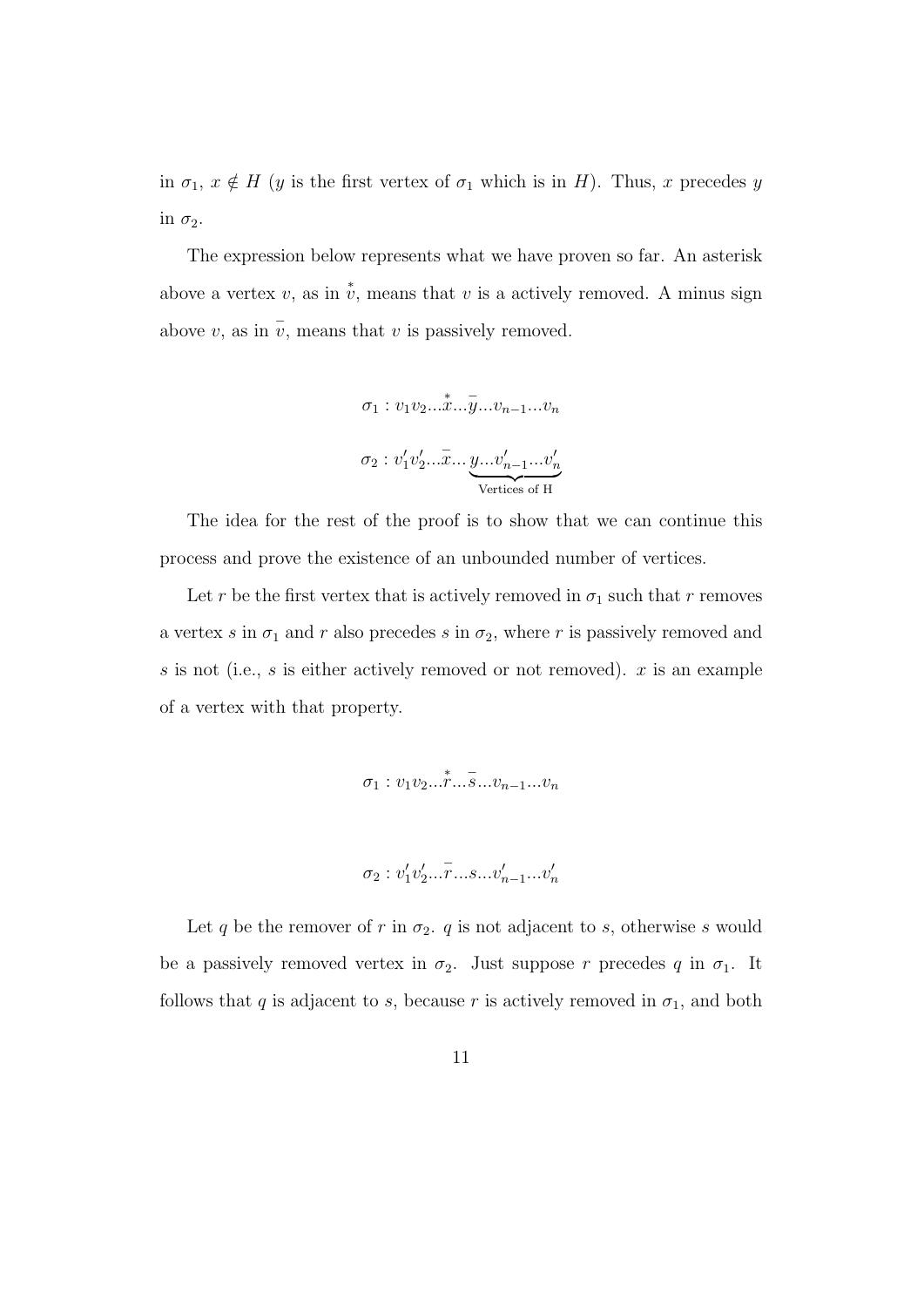in $\sigma_1$, $x \notin H$ ($y$ is the first vertex of $\sigma_1$ which is in $H$). Thus, $x$ precedes $y$ in $\sigma_2$.

The expression below represents what we have proven so far. An asterisk above a vertex $v$, as in $\overset{*}{v}$, means that $v$ is a actively removed. A minus sign above $v$, as in $\bar{v}$, means that $v$ is passively removed.

$$\sigma_1 : v_1 v_2 ... \overset{*}{x} ... \bar{y} ... v_{n-1} ... v_n$$

$$\sigma_2 : v_1' v_2' ... \bar{x} ... \underbrace{y ... v_{n-1}' ... v_n'}_{\text{Vertices of H}}$$

The idea for the rest of the proof is to show that we can continue this process and prove the existence of an unbounded number of vertices.

Let $r$ be the first vertex that is actively removed in $\sigma_1$ such that $r$ removes a vertex $s$ in $\sigma_1$ and $r$ also precedes $s$ in $\sigma_2$, where $r$ is passively removed and $s$ is not (i.e., $s$ is either actively removed or not removed). $x$ is an example of a vertex with that property.

$$\sigma_1 : v_1 v_2 ... \overset{*}{r} ... \bar{s} ... v_{n-1} ... v_n$$

$$\sigma_2 : v_1' v_2' ... \bar{r} ... s ... v_{n-1}' ... v_n'$$

Let $q$ be the remover of $r$ in $\sigma_2$. $q$ is not adjacent to $s$, otherwise $s$ would be a passively removed vertex in $\sigma_2$. Just suppose $r$ precedes $q$ in $\sigma_1$. It follows that $q$ is adjacent to $s$, because $r$ is actively removed in $\sigma_1$, and both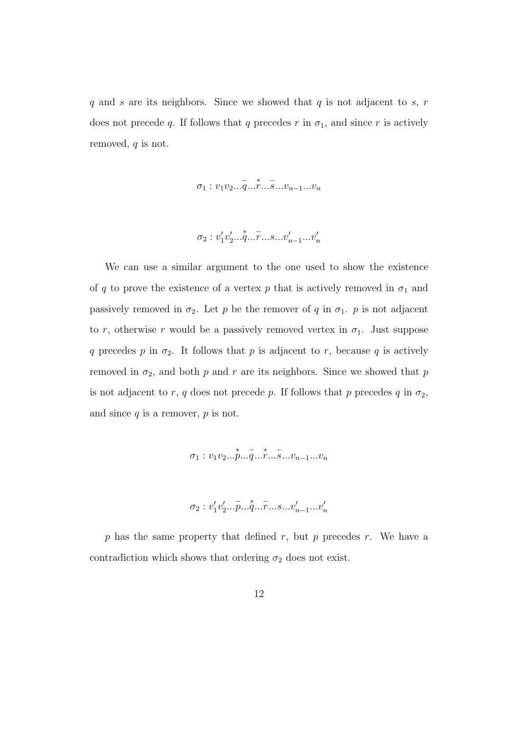$q$ and $s$ are its neighbors. Since we showed that $q$ is not adjacent to $s$, $r$ does not precede $q$. If follows that $q$ precedes $r$ in $\sigma_1$, and since $r$ is actively removed, $q$ is not.

$$\sigma_1 : v_1 v_2 ... \bar{q} ... \overset{*}{r} ... \bar{s} ... v_{n-1} ... v_n$$

$$\sigma_2 : v_1' v_2' ... \overset{*}{q} ... \bar{r} ... s ... v_{n-1}' ... v_n'$$

We can use a similar argument to the one used to show the existence of $q$ to prove the existence of a vertex $p$ that is actively removed in $\sigma_1$ and passively removed in $\sigma_2$. Let $p$ be the remover of $q$ in $\sigma_1$. $p$ is not adjacent to $r$, otherwise $r$ would be a passively removed vertex in $\sigma_1$. Just suppose $q$ precedes $p$ in $\sigma_2$. It follows that $p$ is adjacent to $r$, because $q$ is actively removed in $\sigma_2$, and both $p$ and $r$ are its neighbors. Since we showed that $p$ is not adjacent to $r$, $q$ does not precede $p$. If follows that $p$ precedes $q$ in $\sigma_2$, and since $q$ is a remover, $p$ is not.

$$\sigma_1 : v_1 v_2 ... \overset{*}{p} ... \bar{q} ... \overset{*}{r} ... \bar{s} ... v_{n-1} ... v_n$$

$$\sigma_2 : v_1' v_2' ... \bar{p} ... \overset{*}{q} ... \bar{r} ... s ... v_{n-1}' ... v_n'$$

$p$ has the same property that defined $r$, but $p$ precedes $r$. We have a contradiction which shows that ordering $\sigma_2$ does not exist.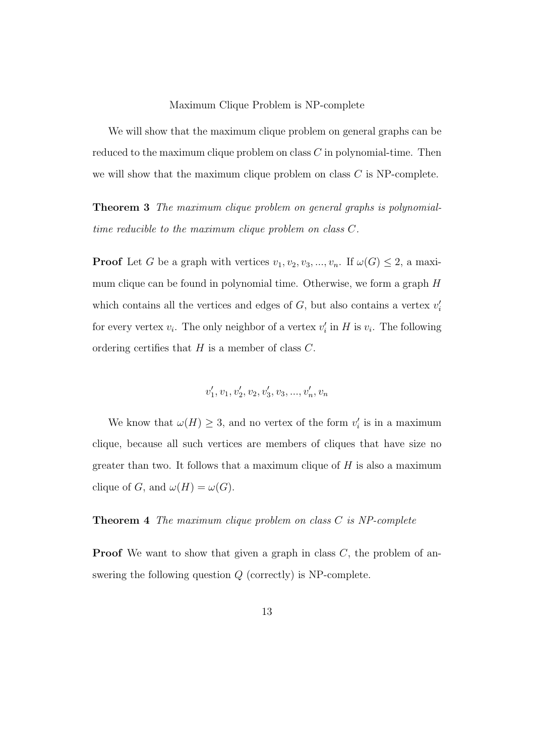# Maximum Clique Problem is NP-complete

We will show that the maximum clique problem on general graphs can be reduced to the maximum clique problem on class $C$ in polynomial-time. Then we will show that the maximum clique problem on class $C$ is NP-complete.

**Theorem 3** *The maximum clique problem on general graphs is polynomial-time reducible to the maximum clique problem on class $C$.*

**Proof** Let $G$ be a graph with vertices $v_1, v_2, v_3, ..., v_n$. If $\omega(G) \leq 2$, a maximum clique can be found in polynomial time. Otherwise, we form a graph $H$ which contains all the vertices and edges of $G$, but also contains a vertex $v_i'$ for every vertex $v_i$. The only neighbor of a vertex $v_i'$ in $H$ is $v_i$. The following ordering certifies that $H$ is a member of class $C$.

$$v_1', v_1, v_2', v_2, v_3', v_3, ..., v_n', v_n$$

We know that $\omega(H) \geq 3$, and no vertex of the form $v_i'$ is in a maximum clique, because all such vertices are members of cliques that have size no greater than two. It follows that a maximum clique of $H$ is also a maximum clique of $G$, and $\omega(H) = \omega(G)$.

**Theorem 4** *The maximum clique problem on class $C$ is NP-complete*

**Proof** We want to show that given a graph in class $C$, the problem of answering the following question $Q$ (correctly) is NP-complete.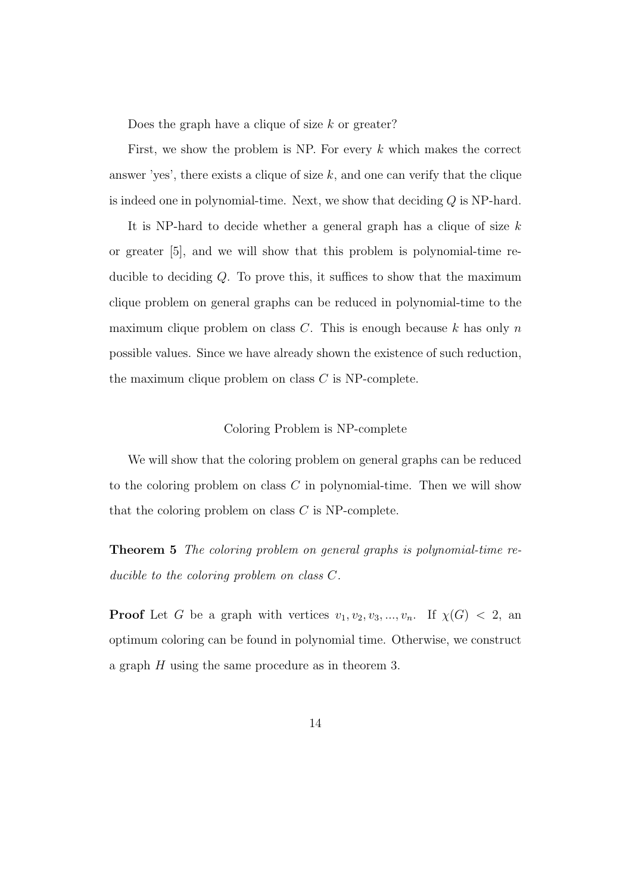Does the graph have a clique of size $k$ or greater?

First, we show the problem is NP. For every $k$ which makes the correct answer 'yes', there exists a clique of size $k$, and one can verify that the clique is indeed one in polynomial-time. Next, we show that deciding $Q$ is NP-hard.

It is NP-hard to decide whether a general graph has a clique of size $k$ or greater [5], and we will show that this problem is polynomial-time reducible to deciding $Q$. To prove this, it suffices to show that the maximum clique problem on general graphs can be reduced in polynomial-time to the maximum clique problem on class $C$. This is enough because $k$ has only $n$ possible values. Since we have already shown the existence of such reduction, the maximum clique problem on class $C$ is NP-complete.

## Coloring Problem is NP-complete

We will show that the coloring problem on general graphs can be reduced to the coloring problem on class $C$ in polynomial-time. Then we will show that the coloring problem on class $C$ is NP-complete.

**Theorem 5** *The coloring problem on general graphs is polynomial-time reducible to the coloring problem on class $C$.*

**Proof** Let $G$ be a graph with vertices $v_1, v_2, v_3, ..., v_n$. If $\chi(G) < 2$, an optimum coloring can be found in polynomial time. Otherwise, we construct a graph $H$ using the same procedure as in theorem 3.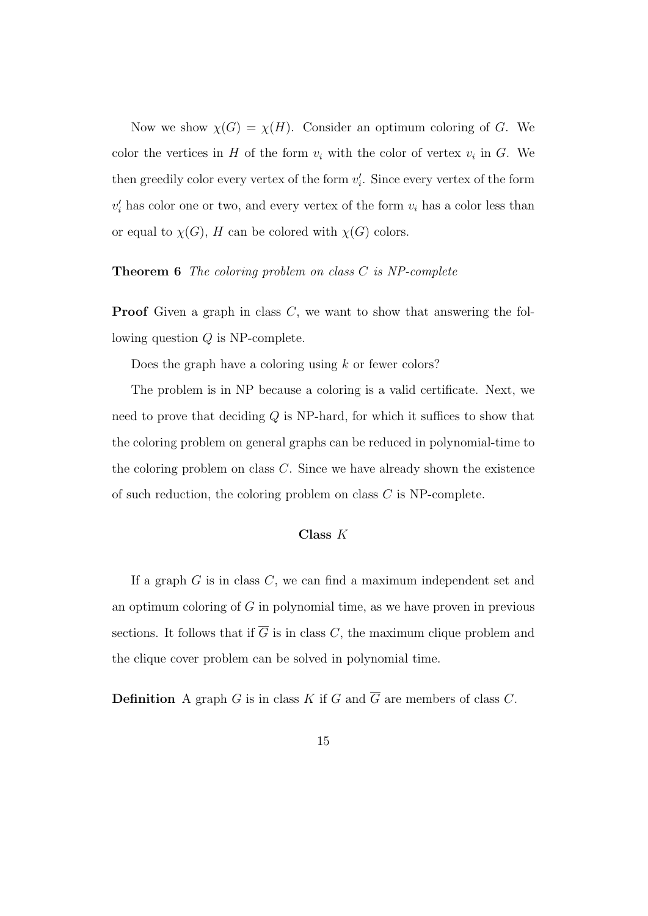Now we show $\chi(G) = \chi(H)$. Consider an optimum coloring of $G$. We color the vertices in $H$ of the form $v_i$ with the color of vertex $v_i$ in $G$. We then greedily color every vertex of the form $v'_i$. Since every vertex of the form $v'_i$ has color one or two, and every vertex of the form $v_i$ has a color less than or equal to $\chi(G)$, $H$ can be colored with $\chi(G)$ colors.

**Theorem 6** *The coloring problem on class $C$ is NP-complete*

**Proof** Given a graph in class $C$, we want to show that answering the following question $Q$ is NP-complete.

Does the graph have a coloring using $k$ or fewer colors?

The problem is in NP because a coloring is a valid certificate. Next, we need to prove that deciding $Q$ is NP-hard, for which it suffices to show that the coloring problem on general graphs can be reduced in polynomial-time to the coloring problem on class $C$. Since we have already shown the existence of such reduction, the coloring problem on class $C$ is NP-complete.

## Class $K$

If a graph $G$ is in class $C$, we can find a maximum independent set and an optimum coloring of $G$ in polynomial time, as we have proven in previous sections. It follows that if $\overline{G}$ is in class $C$, the maximum clique problem and the clique cover problem can be solved in polynomial time.

**Definition** A graph $G$ is in class $K$ if $G$ and $\overline{G}$ are members of class $C$.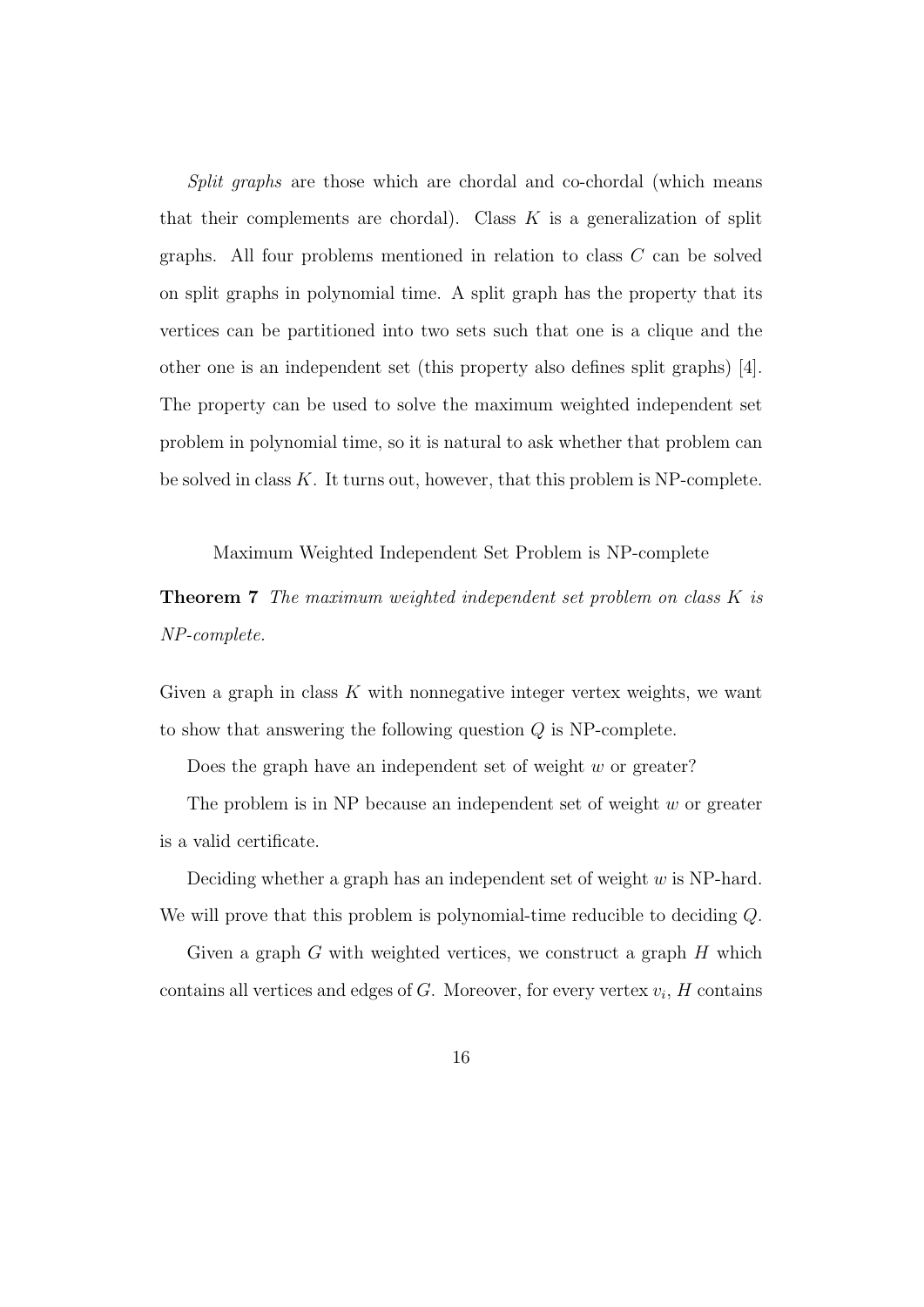*Split graphs* are those which are chordal and co-chordal (which means that their complements are chordal). Class $K$ is a generalization of split graphs. All four problems mentioned in relation to class $C$ can be solved on split graphs in polynomial time. A split graph has the property that its vertices can be partitioned into two sets such that one is a clique and the other one is an independent set (this property also defines split graphs) [4]. The property can be used to solve the maximum weighted independent set problem in polynomial time, so it is natural to ask whether that problem can be solved in class $K$. It turns out, however, that this problem is NP-complete.

Maximum Weighted Independent Set Problem is NP-complete

**Theorem 7** *The maximum weighted independent set problem on class $K$ is NP-complete.*

Given a graph in class $K$ with nonnegative integer vertex weights, we want to show that answering the following question $Q$ is NP-complete.

Does the graph have an independent set of weight $w$ or greater?

The problem is in NP because an independent set of weight $w$ or greater is a valid certificate.

Deciding whether a graph has an independent set of weight $w$ is NP-hard. We will prove that this problem is polynomial-time reducible to deciding $Q$.

Given a graph $G$ with weighted vertices, we construct a graph $H$ which contains all vertices and edges of $G$. Moreover, for every vertex $v_i$, $H$ contains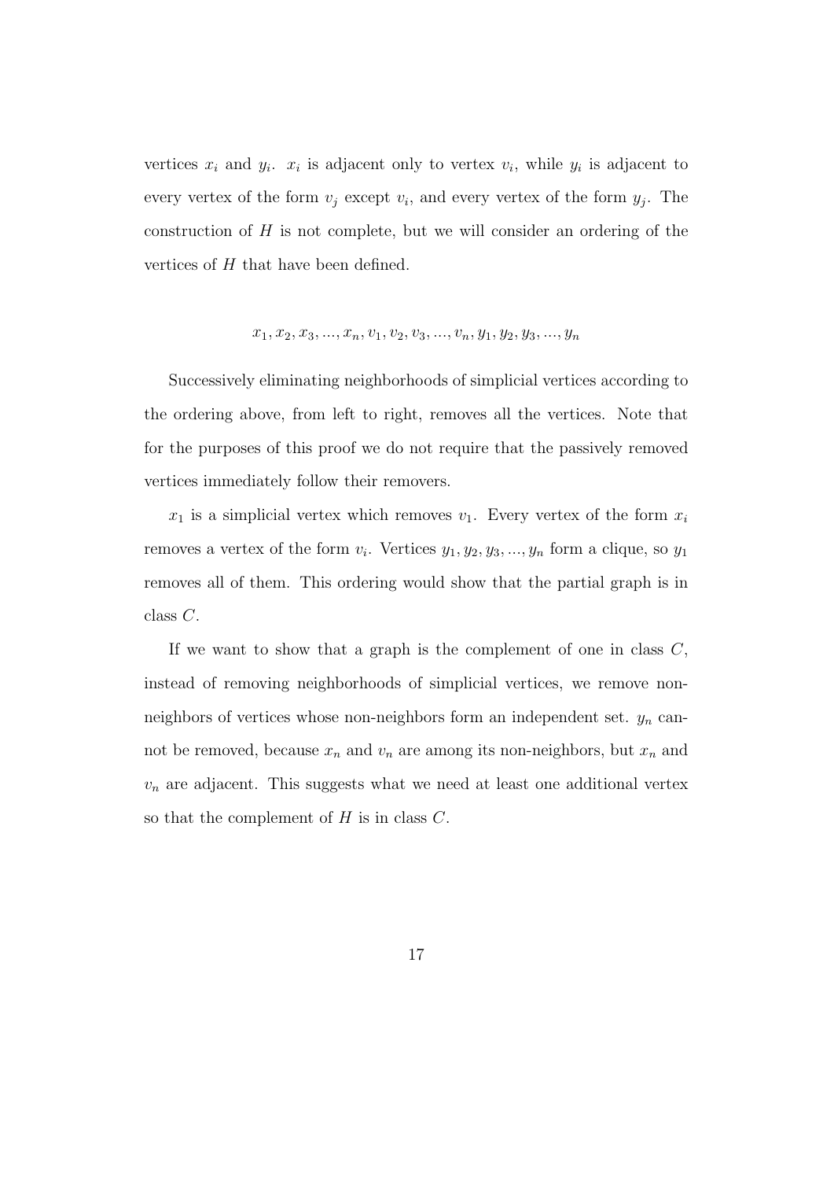vertices $x_i$ and $y_i$. $x_i$ is adjacent only to vertex $v_i$, while $y_i$ is adjacent to every vertex of the form $v_j$ except $v_i$, and every vertex of the form $y_j$. The construction of $H$ is not complete, but we will consider an ordering of the vertices of $H$ that have been defined.

$$x_1, x_2, x_3, ..., x_n, v_1, v_2, v_3, ..., v_n, y_1, y_2, y_3, ..., y_n$$

Successively eliminating neighborhoods of simplicial vertices according to the ordering above, from left to right, removes all the vertices. Note that for the purposes of this proof we do not require that the passively removed vertices immediately follow their removers.

$x_1$ is a simplicial vertex which removes $v_1$. Every vertex of the form $x_i$ removes a vertex of the form $v_i$. Vertices $y_1, y_2, y_3, ..., y_n$ form a clique, so $y_1$ removes all of them. This ordering would show that the partial graph is in class $C$.

If we want to show that a graph is the complement of one in class $C$, instead of removing neighborhoods of simplicial vertices, we remove non-neighbors of vertices whose non-neighbors form an independent set. $y_n$ cannot be removed, because $x_n$ and $v_n$ are among its non-neighbors, but $x_n$ and $v_n$ are adjacent. This suggests what we need at least one additional vertex so that the complement of $H$ is in class $C$.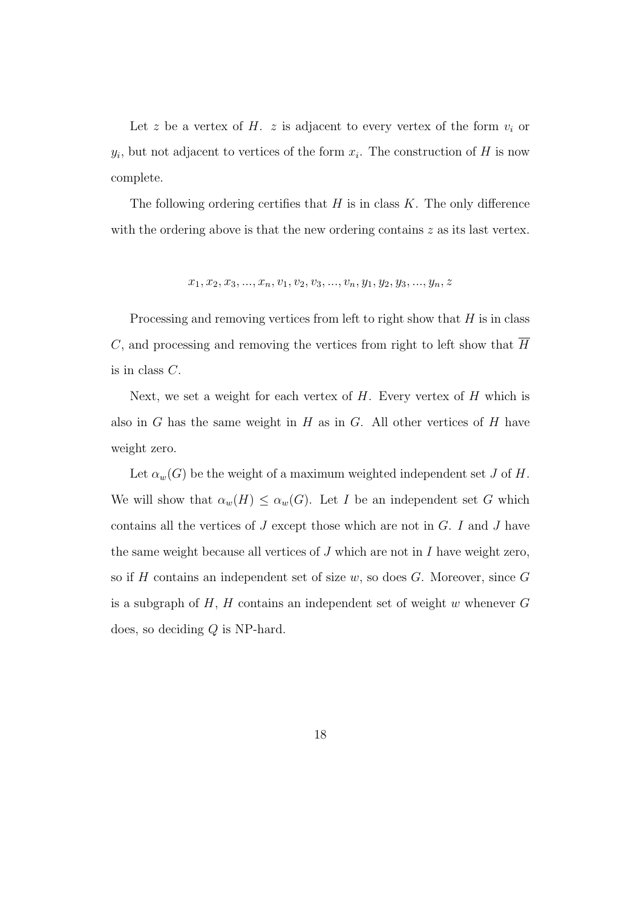Let $z$ be a vertex of $H$. $z$ is adjacent to every vertex of the form $v_i$ or $y_i$, but not adjacent to vertices of the form $x_i$. The construction of $H$ is now complete.

The following ordering certifies that $H$ is in class $K$. The only difference with the ordering above is that the new ordering contains $z$ as its last vertex.

$$x_1, x_2, x_3, ..., x_n, v_1, v_2, v_3, ..., v_n, y_1, y_2, y_3, ..., y_n, z$$

Processing and removing vertices from left to right show that $H$ is in class $C$, and processing and removing the vertices from right to left show that $\overline{H}$ is in class $C$.

Next, we set a weight for each vertex of $H$. Every vertex of $H$ which is also in $G$ has the same weight in $H$ as in $G$. All other vertices of $H$ have weight zero.

Let $\alpha_w(G)$ be the weight of a maximum weighted independent set $J$ of $H$. We will show that $\alpha_w(H) \leq \alpha_w(G)$. Let $I$ be an independent set $G$ which contains all the vertices of $J$ except those which are not in $G$. $I$ and $J$ have the same weight because all vertices of $J$ which are not in $I$ have weight zero, so if $H$ contains an independent set of size $w$, so does $G$. Moreover, since $G$ is a subgraph of $H$, $H$ contains an independent set of weight $w$ whenever $G$ does, so deciding $Q$ is NP-hard.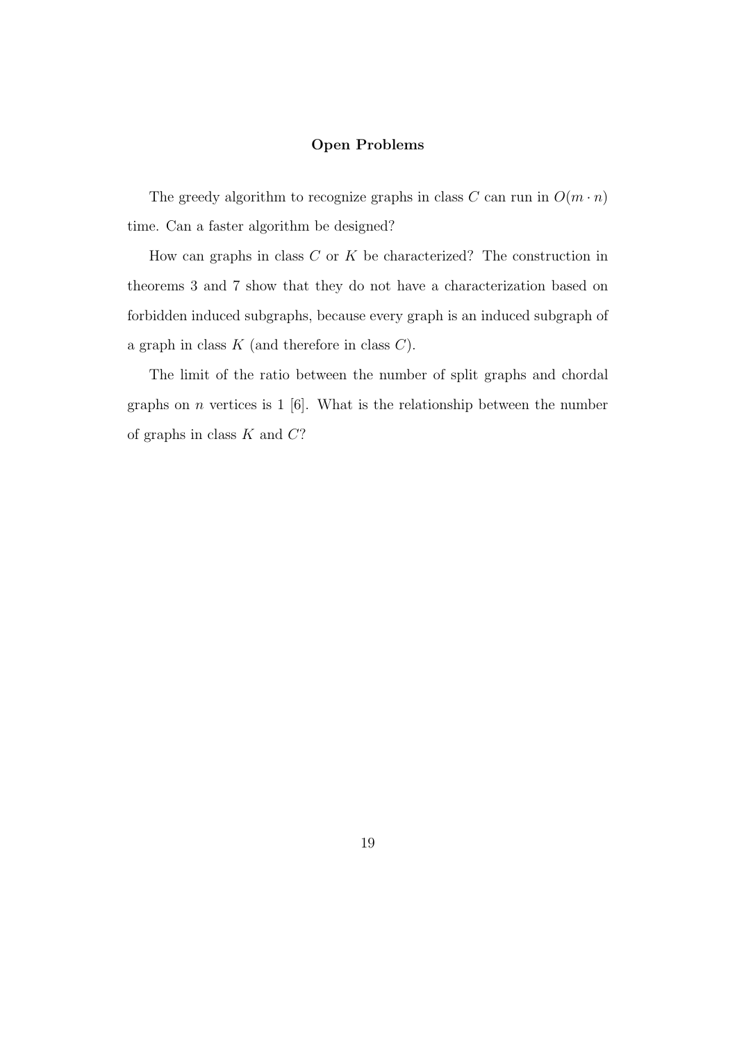## Open Problems

The greedy algorithm to recognize graphs in class $C$ can run in $O(m \cdot n)$ time. Can a faster algorithm be designed?

How can graphs in class $C$ or $K$ be characterized? The construction in theorems 3 and 7 show that they do not have a characterization based on forbidden induced subgraphs, because every graph is an induced subgraph of a graph in class $K$ (and therefore in class $C$).

The limit of the ratio between the number of split graphs and chordal graphs on $n$ vertices is 1 [6]. What is the relationship between the number of graphs in class $K$ and $C$?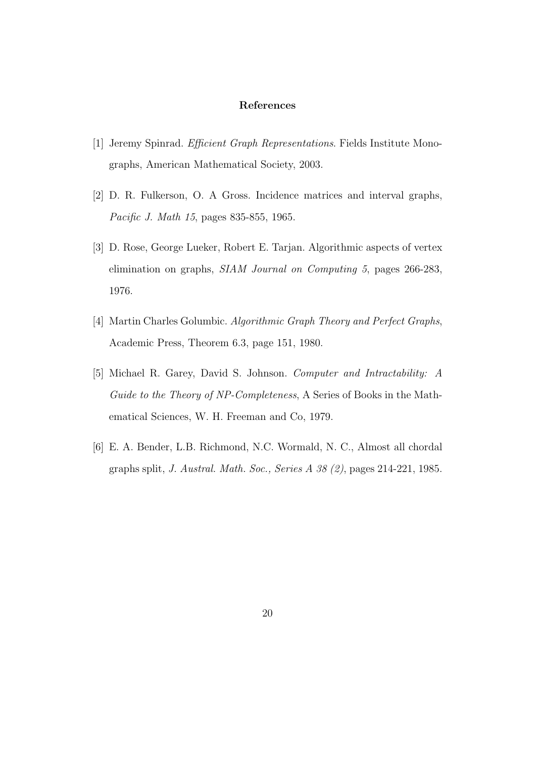## References

[1] Jeremy Spinrad. *Efficient Graph Representations*. Fields Institute Monographs, American Mathematical Society, 2003.

[2] D. R. Fulkerson, O. A Gross. Incidence matrices and interval graphs, *Pacific J. Math 15*, pages 835-855, 1965.

[3] D. Rose, George Lueker, Robert E. Tarjan. Algorithmic aspects of vertex elimination on graphs, *SIAM Journal on Computing 5*, pages 266-283, 1976.

[4] Martin Charles Golumbic. *Algorithmic Graph Theory and Perfect Graphs*, Academic Press, Theorem 6.3, page 151, 1980.

[5] Michael R. Garey, David S. Johnson. *Computer and Intractability: A Guide to the Theory of NP-Completeness*, A Series of Books in the Mathematical Sciences, W. H. Freeman and Co, 1979.

[6] E. A. Bender, L.B. Richmond, N.C. Wormald, N. C., Almost all chordal graphs split, *J. Austral. Math. Soc., Series A 38 (2)*, pages 214-221, 1985.